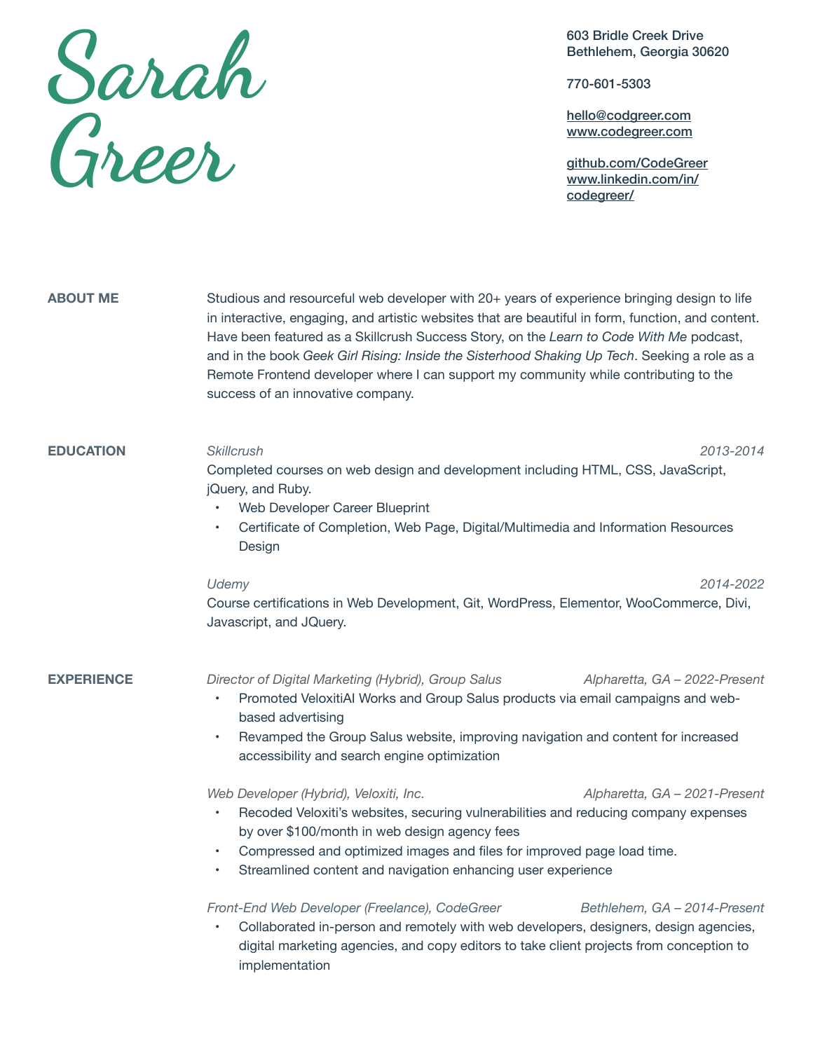# Sarah Greer

603 Bridle Creek Drive
Bethlehem, Georgia 30620

770-601-5303

hello@codgreer.com
www.codegreer.com

github.com/CodeGreer
www.linkedin.com/in/codegreer/

## ABOUT ME

Studious and resourceful web developer with 20+ years of experience bringing design to life in interactive, engaging, and artistic websites that are beautiful in form, function, and content. Have been featured as a Skillcrush Success Story, on the *Learn to Code With Me* podcast, and in the book *Geek Girl Rising: Inside the Sisterhood Shaking Up Tech*. Seeking a role as a Remote Frontend developer where I can support my community while contributing to the success of an innovative company.

## EDUCATION

*Skillcrush* — *2013-2014*

Completed courses on web design and development including HTML, CSS, JavaScript, jQuery, and Ruby.

- Web Developer Career Blueprint
- Certificate of Completion, Web Page, Digital/Multimedia and Information Resources Design

*Udemy* — *2014-2022*

Course certifications in Web Development, Git, WordPress, Elementor, WooCommerce, Divi, Javascript, and JQuery.

## EXPERIENCE

*Director of Digital Marketing (Hybrid), Group Salus* — *Alpharetta, GA – 2022-Present*

- Promoted VeloxitiAI Works and Group Salus products via email campaigns and web-based advertising
- Revamped the Group Salus website, improving navigation and content for increased accessibility and search engine optimization

*Web Developer (Hybrid), Veloxiti, Inc.* — *Alpharetta, GA – 2021-Present*

- Recoded Veloxiti's websites, securing vulnerabilities and reducing company expenses by over $100/month in web design agency fees
- Compressed and optimized images and files for improved page load time.
- Streamlined content and navigation enhancing user experience

*Front-End Web Developer (Freelance), CodeGreer* — *Bethlehem, GA – 2014-Present*

- Collaborated in-person and remotely with web developers, designers, design agencies, digital marketing agencies, and copy editors to take client projects from conception to implementation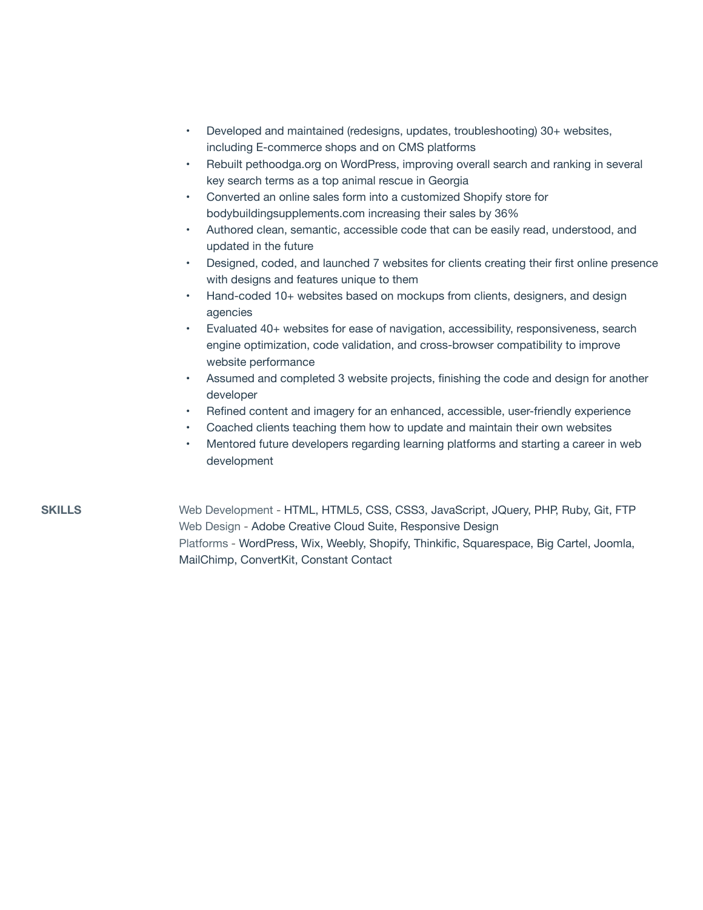- Developed and maintained (redesigns, updates, troubleshooting) 30+ websites, including E-commerce shops and on CMS platforms
- Rebuilt pethoodga.org on WordPress, improving overall search and ranking in several key search terms as a top animal rescue in Georgia
- Converted an online sales form into a customized Shopify store for bodybuildingsupplements.com increasing their sales by 36%
- Authored clean, semantic, accessible code that can be easily read, understood, and updated in the future
- Designed, coded, and launched 7 websites for clients creating their first online presence with designs and features unique to them
- Hand-coded 10+ websites based on mockups from clients, designers, and design agencies
- Evaluated 40+ websites for ease of navigation, accessibility, responsiveness, search engine optimization, code validation, and cross-browser compatibility to improve website performance
- Assumed and completed 3 website projects, finishing the code and design for another developer
- Refined content and imagery for an enhanced, accessible, user-friendly experience
- Coached clients teaching them how to update and maintain their own websites
- Mentored future developers regarding learning platforms and starting a career in web development

## SKILLS

Web Development - HTML, HTML5, CSS, CSS3, JavaScript, JQuery, PHP, Ruby, Git, FTP
Web Design - Adobe Creative Cloud Suite, Responsive Design
Platforms - WordPress, Wix, Weebly, Shopify, Thinkific, Squarespace, Big Cartel, Joomla, MailChimp, ConvertKit, Constant Contact